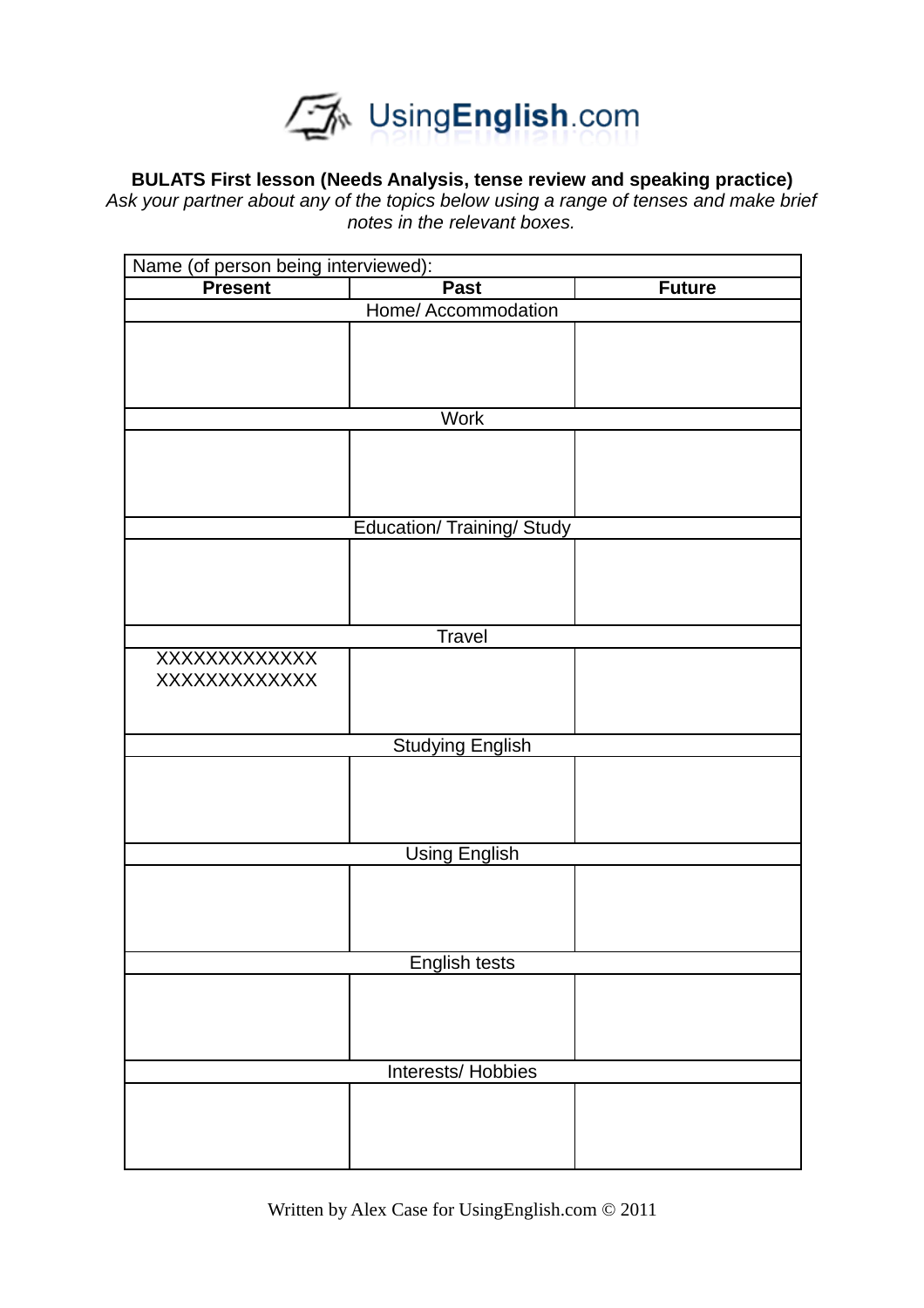UsingEnglish.com

**BULATS First lesson (Needs Analysis, tense review and speaking practice)**

*Ask your partner about any of the topics below using a range of tenses and make brief notes in the relevant boxes.*

| Name (of person being interviewed): | | |
|---|---|---|
| **Present** | **Past** | **Future** |
| Home/ Accommodation | | |
| | | |
| Work | | |
| | | |
| Education/ Training/ Study | | |
| | | |
| Travel | | |
| XXXXXXXXXXXXX XXXXXXXXXXXX | | |
| Studying English | | |
| | | |
| Using English | | |
| | | |
| English tests | | |
| | | |
| Interests/ Hobbies | | |
| | | |

Written by Alex Case for UsingEnglish.com © 2011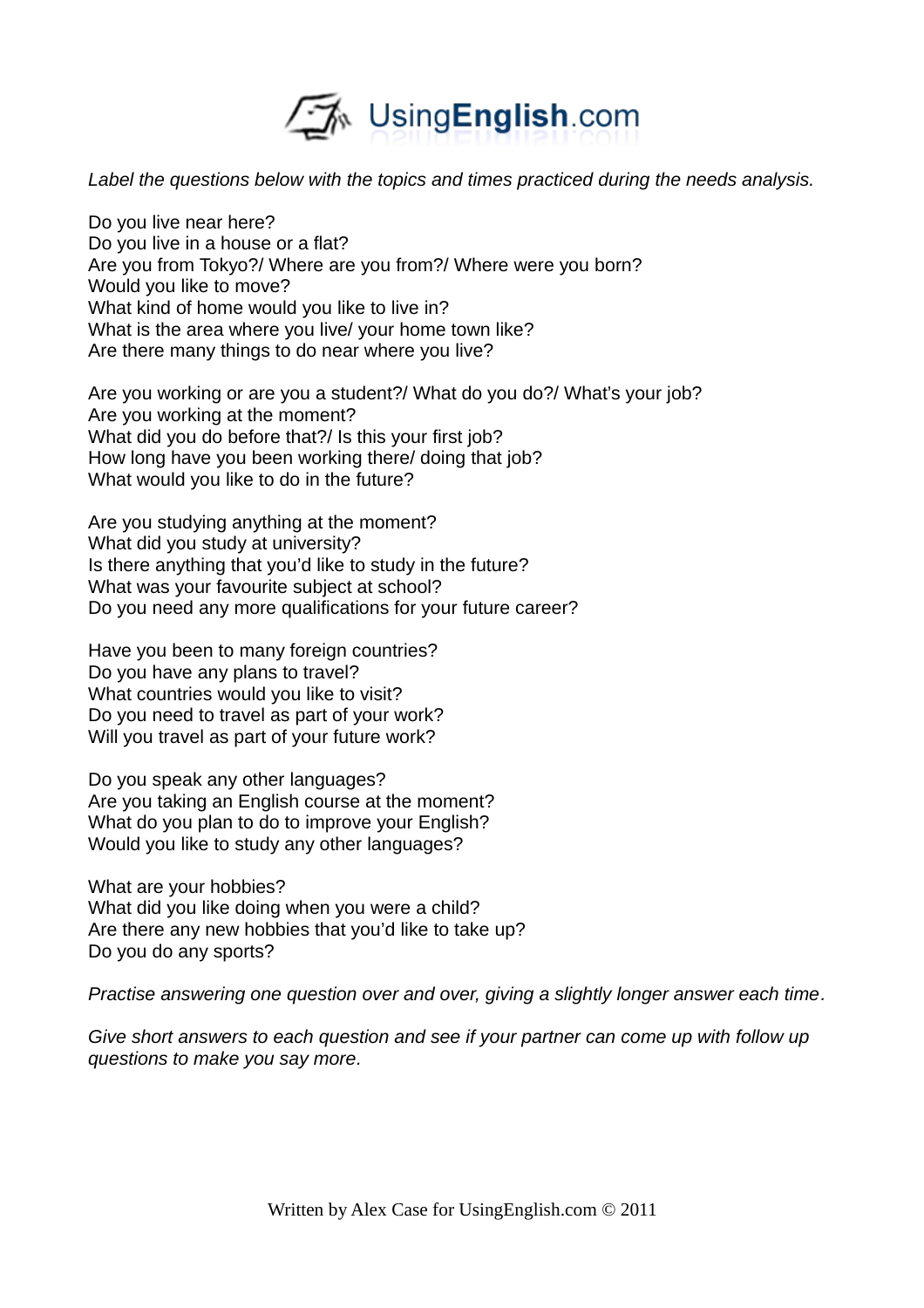*Label the questions below with the topics and times practiced during the needs analysis.*

Do you live near here?
Do you live in a house or a flat?
Are you from Tokyo?/ Where are you from?/ Where were you born?
Would you like to move?
What kind of home would you like to live in?
What is the area where you live/ your home town like?
Are there many things to do near where you live?

Are you working or are you a student?/ What do you do?/ What's your job?
Are you working at the moment?
What did you do before that?/ Is this your first job?
How long have you been working there/ doing that job?
What would you like to do in the future?

Are you studying anything at the moment?
What did you study at university?
Is there anything that you'd like to study in the future?
What was your favourite subject at school?
Do you need any more qualifications for your future career?

Have you been to many foreign countries?
Do you have any plans to travel?
What countries would you like to visit?
Do you need to travel as part of your work?
Will you travel as part of your future work?

Do you speak any other languages?
Are you taking an English course at the moment?
What do you plan to do to improve your English?
Would you like to study any other languages?

What are your hobbies?
What did you like doing when you were a child?
Are there any new hobbies that you'd like to take up?
Do you do any sports?

*Practise answering one question over and over, giving a slightly longer answer each time.*

*Give short answers to each question and see if your partner can come up with follow up questions to make you say more.*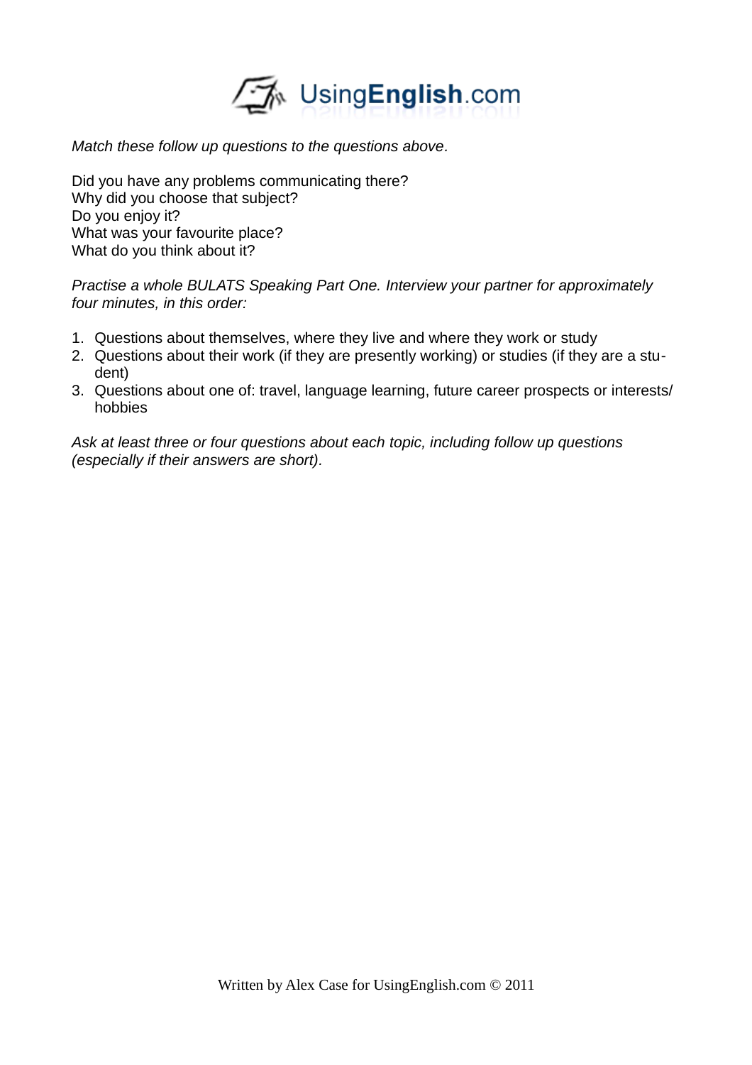*Match these follow up questions to the questions above.*

Did you have any problems communicating there?
Why did you choose that subject?
Do you enjoy it?
What was your favourite place?
What do you think about it?

*Practise a whole BULATS Speaking Part One. Interview your partner for approximately four minutes, in this order:*

1. Questions about themselves, where they live and where they work or study
2. Questions about their work (if they are presently working) or studies (if they are a student)
3. Questions about one of: travel, language learning, future career prospects or interests/ hobbies

*Ask at least three or four questions about each topic, including follow up questions (especially if their answers are short).*